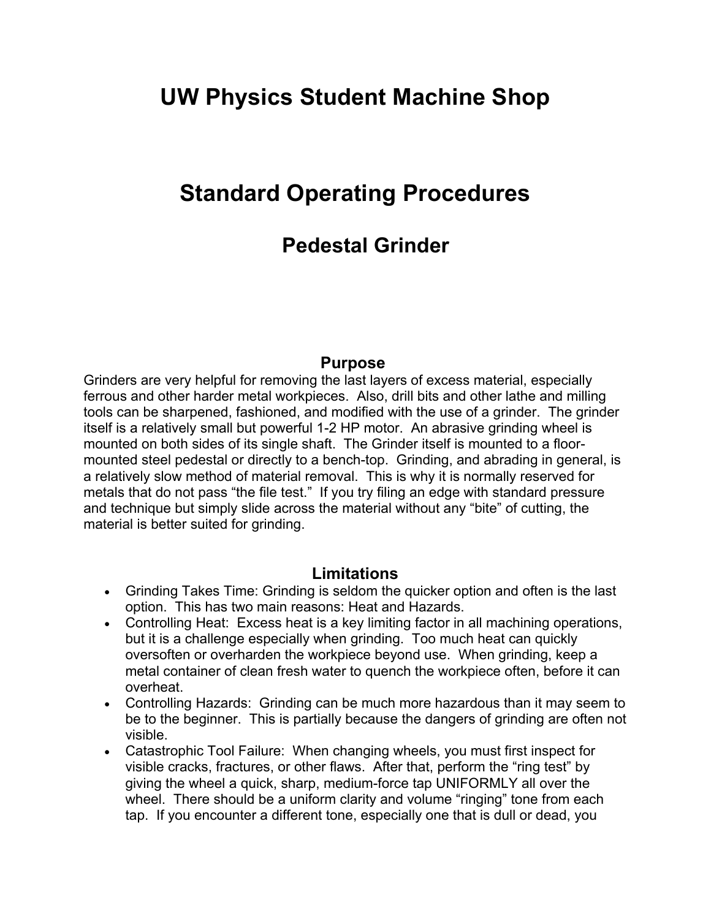# UW Physics Student Machine Shop

# Standard Operating Procedures

## Pedestal Grinder

### Purpose

Grinders are very helpful for removing the last layers of excess material, especially ferrous and other harder metal workpieces. Also, drill bits and other lathe and milling tools can be sharpened, fashioned, and modified with the use of a grinder. The grinder itself is a relatively small but powerful 1-2 HP motor. An abrasive grinding wheel is mounted on both sides of its single shaft. The Grinder itself is mounted to a floor-mounted steel pedestal or directly to a bench-top. Grinding, and abrading in general, is a relatively slow method of material removal. This is why it is normally reserved for metals that do not pass "the file test." If you try filing an edge with standard pressure and technique but simply slide across the material without any "bite" of cutting, the material is better suited for grinding.

### Limitations

- Grinding Takes Time: Grinding is seldom the quicker option and often is the last option. This has two main reasons: Heat and Hazards.
- Controlling Heat: Excess heat is a key limiting factor in all machining operations, but it is a challenge especially when grinding. Too much heat can quickly oversoften or overharden the workpiece beyond use. When grinding, keep a metal container of clean fresh water to quench the workpiece often, before it can overheat.
- Controlling Hazards: Grinding can be much more hazardous than it may seem to be to the beginner. This is partially because the dangers of grinding are often not visible.
- Catastrophic Tool Failure: When changing wheels, you must first inspect for visible cracks, fractures, or other flaws. After that, perform the "ring test" by giving the wheel a quick, sharp, medium-force tap UNIFORMLY all over the wheel. There should be a uniform clarity and volume "ringing" tone from each tap. If you encounter a different tone, especially one that is dull or dead, you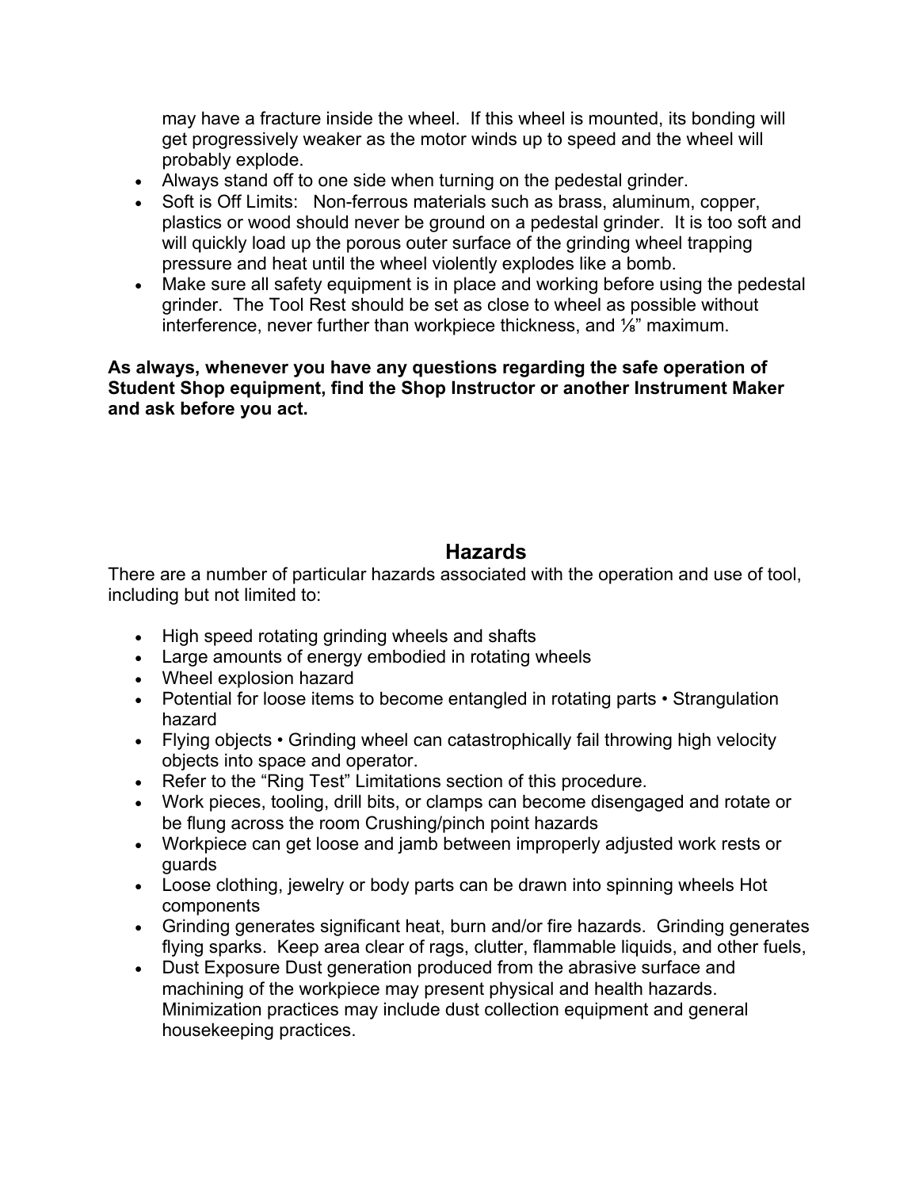may have a fracture inside the wheel. If this wheel is mounted, its bonding will get progressively weaker as the motor winds up to speed and the wheel will probably explode.

- Always stand off to one side when turning on the pedestal grinder.
- Soft is Off Limits: Non-ferrous materials such as brass, aluminum, copper, plastics or wood should never be ground on a pedestal grinder. It is too soft and will quickly load up the porous outer surface of the grinding wheel trapping pressure and heat until the wheel violently explodes like a bomb.
- Make sure all safety equipment is in place and working before using the pedestal grinder. The Tool Rest should be set as close to wheel as possible without interference, never further than workpiece thickness, and ⅛" maximum.

**As always, whenever you have any questions regarding the safe operation of Student Shop equipment, find the Shop Instructor or another Instrument Maker and ask before you act.**

## Hazards

There are a number of particular hazards associated with the operation and use of tool, including but not limited to:

- High speed rotating grinding wheels and shafts
- Large amounts of energy embodied in rotating wheels
- Wheel explosion hazard
- Potential for loose items to become entangled in rotating parts • Strangulation hazard
- Flying objects • Grinding wheel can catastrophically fail throwing high velocity objects into space and operator.
- Refer to the "Ring Test" Limitations section of this procedure.
- Work pieces, tooling, drill bits, or clamps can become disengaged and rotate or be flung across the room Crushing/pinch point hazards
- Workpiece can get loose and jamb between improperly adjusted work rests or guards
- Loose clothing, jewelry or body parts can be drawn into spinning wheels Hot components
- Grinding generates significant heat, burn and/or fire hazards. Grinding generates flying sparks. Keep area clear of rags, clutter, flammable liquids, and other fuels,
- Dust Exposure Dust generation produced from the abrasive surface and machining of the workpiece may present physical and health hazards. Minimization practices may include dust collection equipment and general housekeeping practices.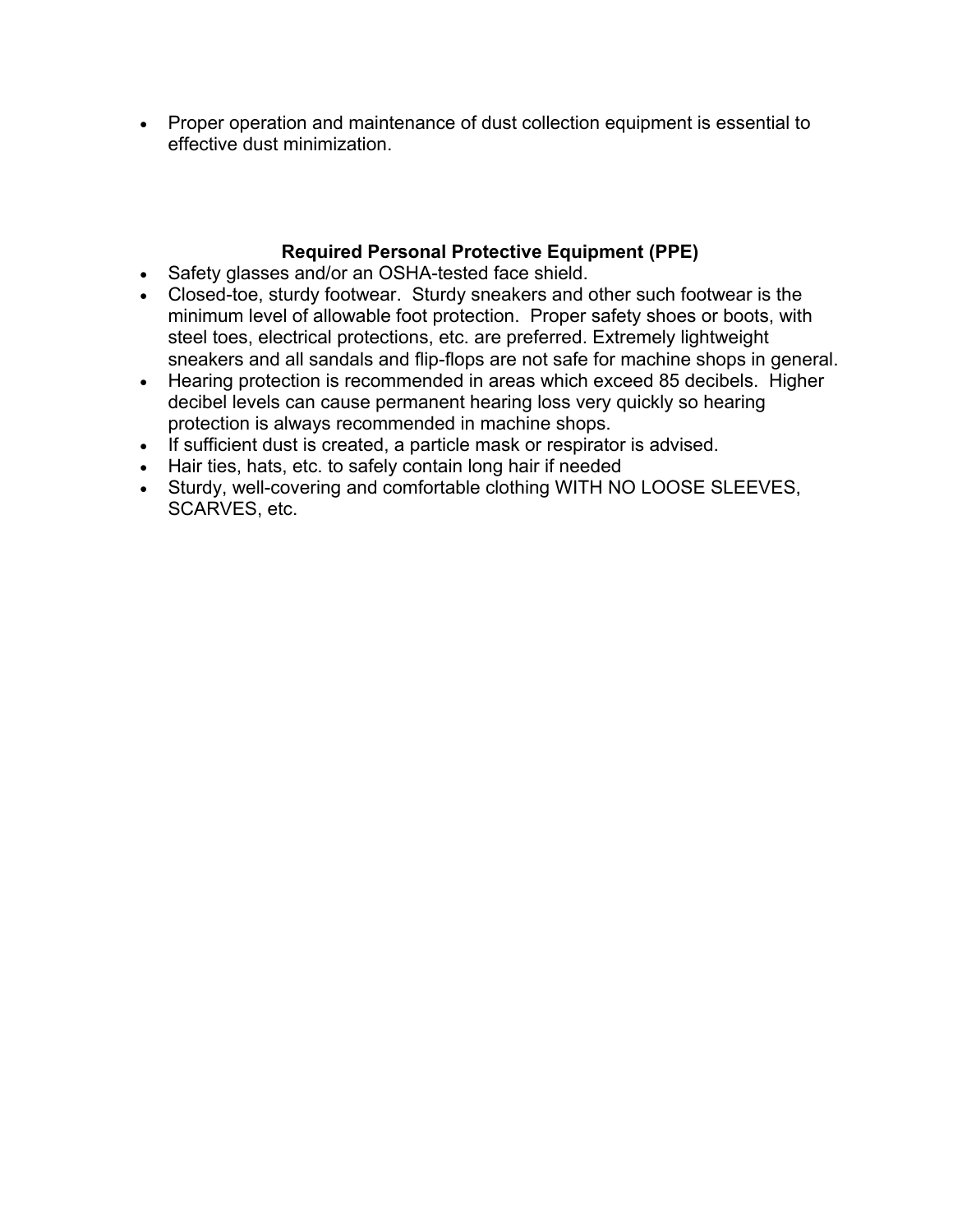- Proper operation and maintenance of dust collection equipment is essential to effective dust minimization.

## Required Personal Protective Equipment (PPE)

- Safety glasses and/or an OSHA-tested face shield.
- Closed-toe, sturdy footwear. Sturdy sneakers and other such footwear is the minimum level of allowable foot protection. Proper safety shoes or boots, with steel toes, electrical protections, etc. are preferred. Extremely lightweight sneakers and all sandals and flip-flops are not safe for machine shops in general.
- Hearing protection is recommended in areas which exceed 85 decibels. Higher decibel levels can cause permanent hearing loss very quickly so hearing protection is always recommended in machine shops.
- If sufficient dust is created, a particle mask or respirator is advised.
- Hair ties, hats, etc. to safely contain long hair if needed
- Sturdy, well-covering and comfortable clothing WITH NO LOOSE SLEEVES, SCARVES, etc.